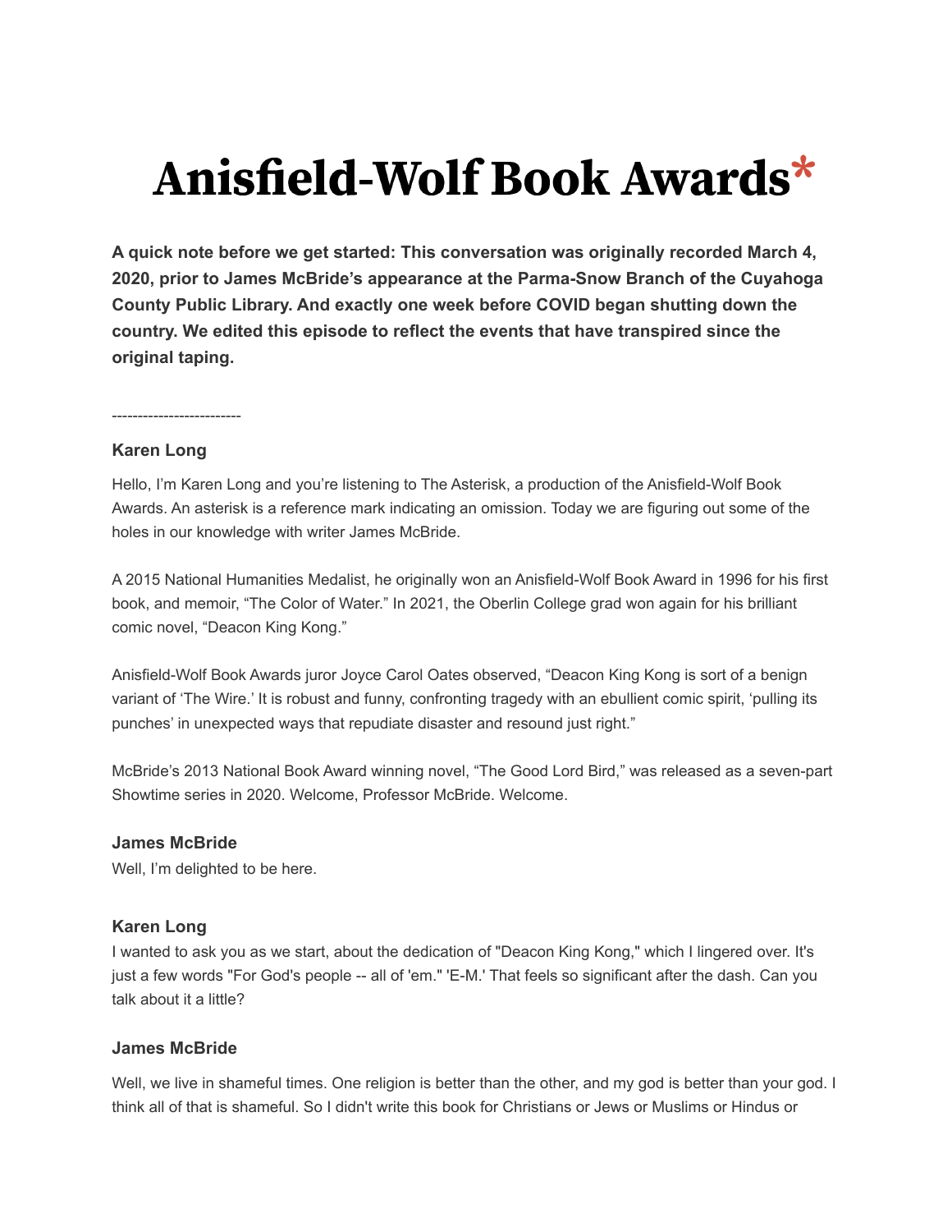# Anisfield-Wolf Book Awards*

**A quick note before we get started: This conversation was originally recorded March 4, 2020, prior to James McBride's appearance at the Parma-Snow Branch of the Cuyahoga County Public Library. And exactly one week before COVID began shutting down the country. We edited this episode to reflect the events that have transpired since the original taping.**

-------------------------

### Karen Long

Hello, I'm Karen Long and you're listening to The Asterisk, a production of the Anisfield-Wolf Book Awards. An asterisk is a reference mark indicating an omission. Today we are figuring out some of the holes in our knowledge with writer James McBride.

A 2015 National Humanities Medalist, he originally won an Anisfield-Wolf Book Award in 1996 for his first book, and memoir, "The Color of Water." In 2021, the Oberlin College grad won again for his brilliant comic novel, "Deacon King Kong."

Anisfield-Wolf Book Awards juror Joyce Carol Oates observed, "Deacon King Kong is sort of a benign variant of 'The Wire.' It is robust and funny, confronting tragedy with an ebullient comic spirit, 'pulling its punches' in unexpected ways that repudiate disaster and resound just right."

McBride's 2013 National Book Award winning novel, "The Good Lord Bird," was released as a seven-part Showtime series in 2020. Welcome, Professor McBride. Welcome.

### James McBride

Well, I'm delighted to be here.

### Karen Long

I wanted to ask you as we start, about the dedication of "Deacon King Kong," which I lingered over. It's just a few words "For God's people -- all of 'em." 'E-M.' That feels so significant after the dash. Can you talk about it a little?

### James McBride

Well, we live in shameful times. One religion is better than the other, and my god is better than your god. I think all of that is shameful. So I didn't write this book for Christians or Jews or Muslims or Hindus or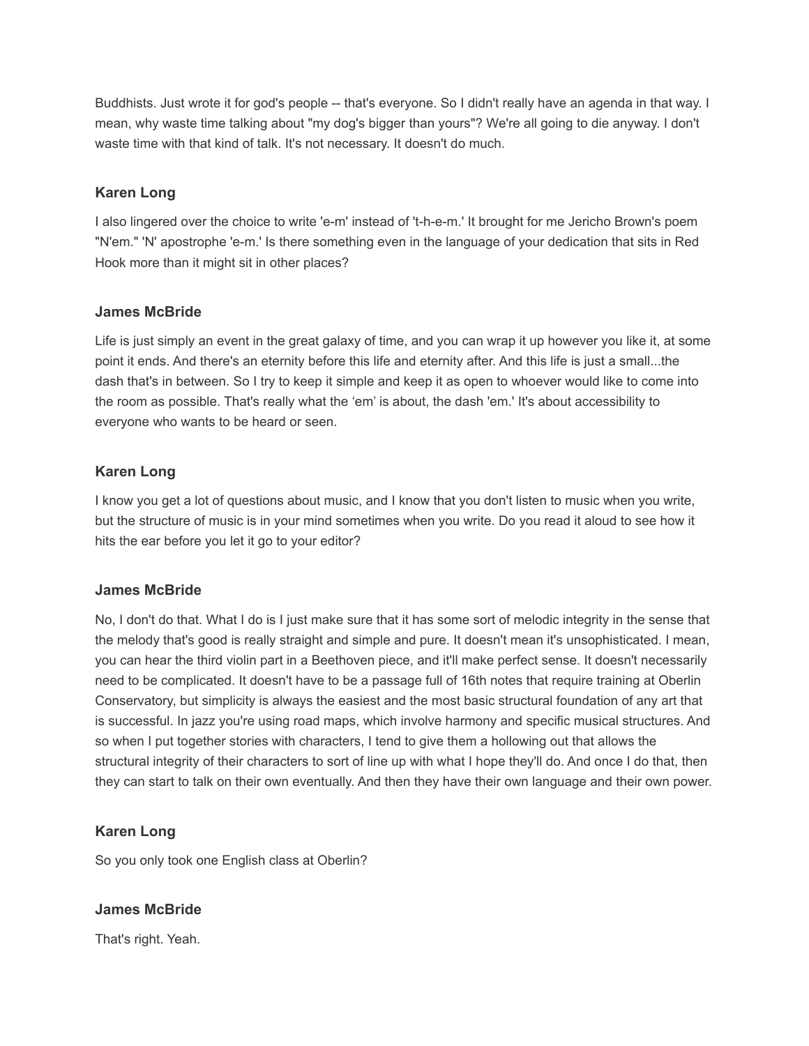Buddhists. Just wrote it for god's people -- that's everyone. So I didn't really have an agenda in that way. I mean, why waste time talking about "my dog's bigger than yours"? We're all going to die anyway. I don't waste time with that kind of talk. It's not necessary. It doesn't do much.

**Karen Long**

I also lingered over the choice to write 'e-m' instead of 't-h-e-m.' It brought for me Jericho Brown's poem "N'em." 'N' apostrophe 'e-m.' Is there something even in the language of your dedication that sits in Red Hook more than it might sit in other places?

**James McBride**

Life is just simply an event in the great galaxy of time, and you can wrap it up however you like it, at some point it ends. And there's an eternity before this life and eternity after. And this life is just a small...the dash that's in between. So I try to keep it simple and keep it as open to whoever would like to come into the room as possible. That's really what the 'em' is about, the dash 'em.' It's about accessibility to everyone who wants to be heard or seen.

**Karen Long**

I know you get a lot of questions about music, and I know that you don't listen to music when you write, but the structure of music is in your mind sometimes when you write. Do you read it aloud to see how it hits the ear before you let it go to your editor?

**James McBride**

No, I don't do that. What I do is I just make sure that it has some sort of melodic integrity in the sense that the melody that's good is really straight and simple and pure. It doesn't mean it's unsophisticated. I mean, you can hear the third violin part in a Beethoven piece, and it'll make perfect sense. It doesn't necessarily need to be complicated. It doesn't have to be a passage full of 16th notes that require training at Oberlin Conservatory, but simplicity is always the easiest and the most basic structural foundation of any art that is successful. In jazz you're using road maps, which involve harmony and specific musical structures. And so when I put together stories with characters, I tend to give them a hollowing out that allows the structural integrity of their characters to sort of line up with what I hope they'll do. And once I do that, then they can start to talk on their own eventually. And then they have their own language and their own power.

**Karen Long**

So you only took one English class at Oberlin?

**James McBride**

That's right. Yeah.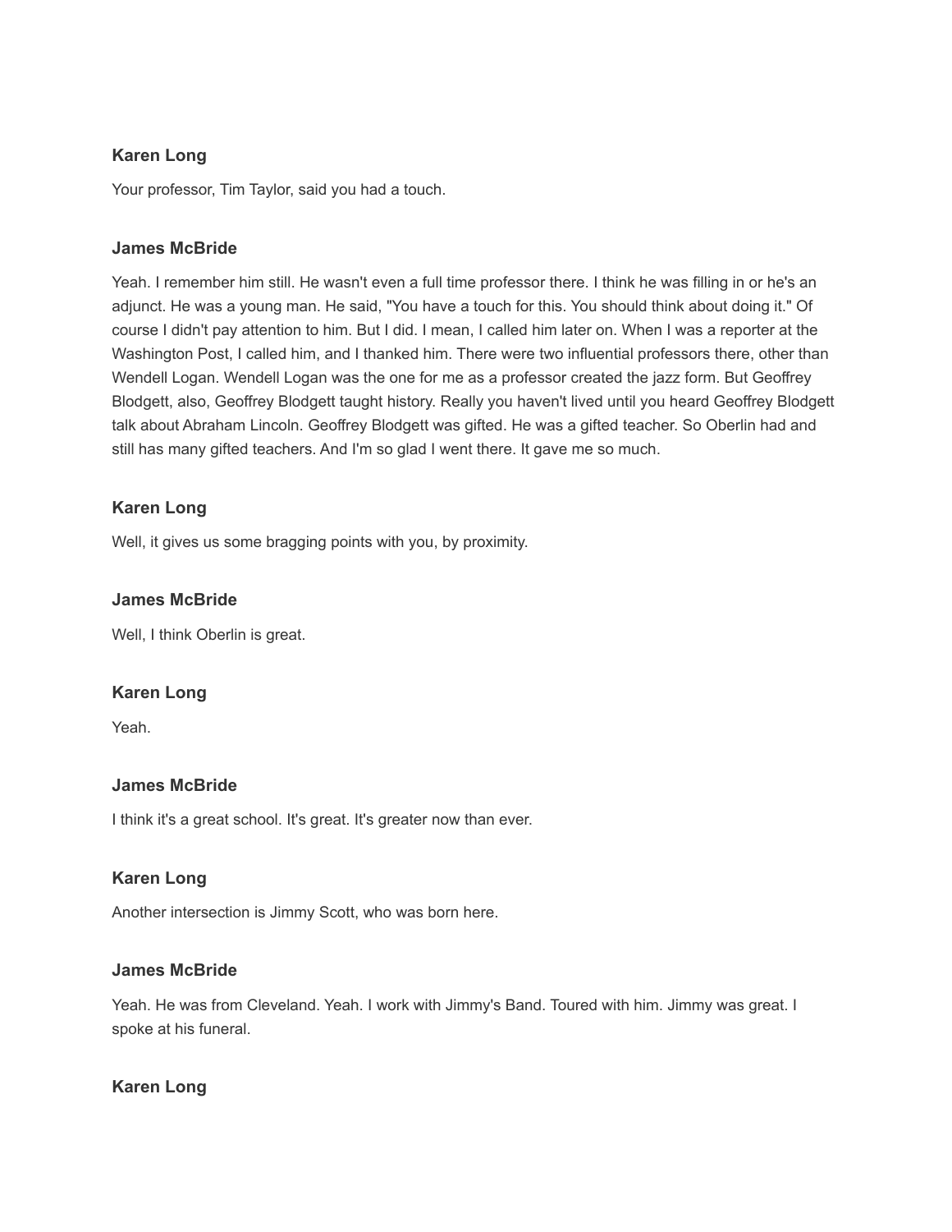**Karen Long**

Your professor, Tim Taylor, said you had a touch.

**James McBride**

Yeah. I remember him still. He wasn't even a full time professor there. I think he was filling in or he's an adjunct. He was a young man. He said, "You have a touch for this. You should think about doing it." Of course I didn't pay attention to him. But I did. I mean, I called him later on. When I was a reporter at the Washington Post, I called him, and I thanked him. There were two influential professors there, other than Wendell Logan. Wendell Logan was the one for me as a professor created the jazz form. But Geoffrey Blodgett, also, Geoffrey Blodgett taught history. Really you haven't lived until you heard Geoffrey Blodgett talk about Abraham Lincoln. Geoffrey Blodgett was gifted. He was a gifted teacher. So Oberlin had and still has many gifted teachers. And I'm so glad I went there. It gave me so much.

**Karen Long**

Well, it gives us some bragging points with you, by proximity.

**James McBride**

Well, I think Oberlin is great.

**Karen Long**

Yeah.

**James McBride**

I think it's a great school. It's great. It's greater now than ever.

**Karen Long**

Another intersection is Jimmy Scott, who was born here.

**James McBride**

Yeah. He was from Cleveland. Yeah. I work with Jimmy's Band. Toured with him. Jimmy was great. I spoke at his funeral.

**Karen Long**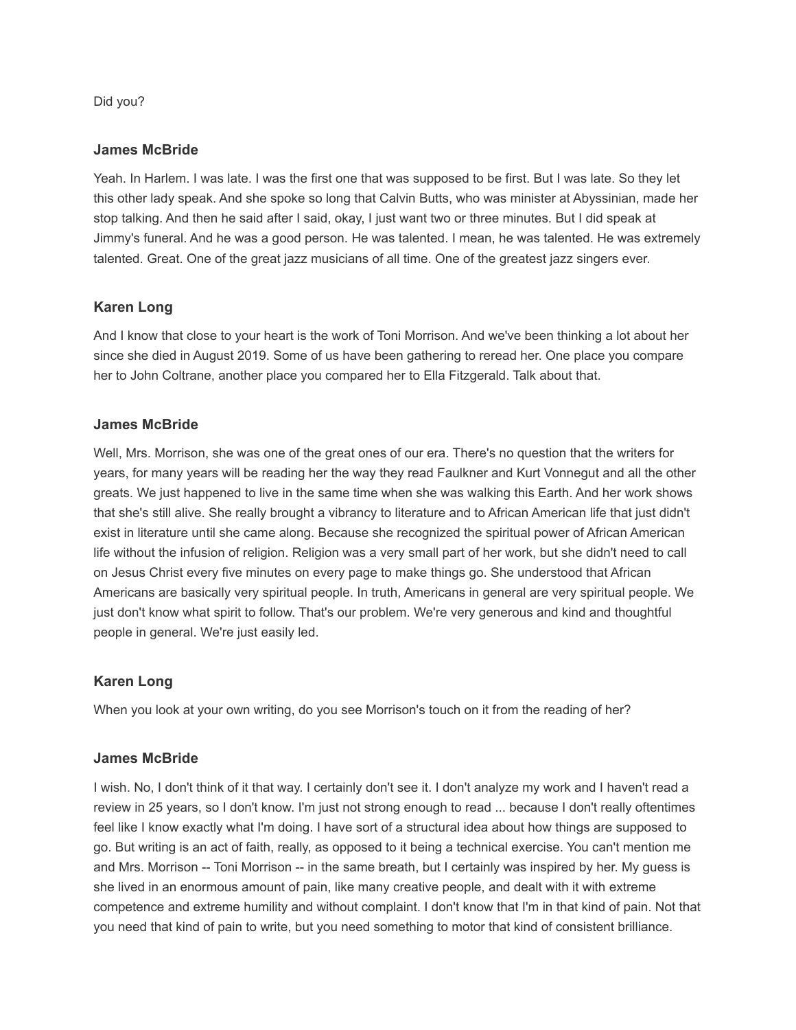Did you?

**James McBride**

Yeah. In Harlem. I was late. I was the first one that was supposed to be first. But I was late. So they let this other lady speak. And she spoke so long that Calvin Butts, who was minister at Abyssinian, made her stop talking. And then he said after I said, okay, I just want two or three minutes. But I did speak at Jimmy's funeral. And he was a good person. He was talented. I mean, he was talented. He was extremely talented. Great. One of the great jazz musicians of all time. One of the greatest jazz singers ever.

**Karen Long**

And I know that close to your heart is the work of Toni Morrison. And we've been thinking a lot about her since she died in August 2019. Some of us have been gathering to reread her. One place you compare her to John Coltrane, another place you compared her to Ella Fitzgerald. Talk about that.

**James McBride**

Well, Mrs. Morrison, she was one of the great ones of our era. There's no question that the writers for years, for many years will be reading her the way they read Faulkner and Kurt Vonnegut and all the other greats. We just happened to live in the same time when she was walking this Earth. And her work shows that she's still alive. She really brought a vibrancy to literature and to African American life that just didn't exist in literature until she came along. Because she recognized the spiritual power of African American life without the infusion of religion. Religion was a very small part of her work, but she didn't need to call on Jesus Christ every five minutes on every page to make things go. She understood that African Americans are basically very spiritual people. In truth, Americans in general are very spiritual people. We just don't know what spirit to follow. That's our problem. We're very generous and kind and thoughtful people in general. We're just easily led.

**Karen Long**

When you look at your own writing, do you see Morrison's touch on it from the reading of her?

**James McBride**

I wish. No, I don't think of it that way. I certainly don't see it. I don't analyze my work and I haven't read a review in 25 years, so I don't know. I'm just not strong enough to read ... because I don't really oftentimes feel like I know exactly what I'm doing. I have sort of a structural idea about how things are supposed to go. But writing is an act of faith, really, as opposed to it being a technical exercise. You can't mention me and Mrs. Morrison -- Toni Morrison -- in the same breath, but I certainly was inspired by her. My guess is she lived in an enormous amount of pain, like many creative people, and dealt with it with extreme competence and extreme humility and without complaint. I don't know that I'm in that kind of pain. Not that you need that kind of pain to write, but you need something to motor that kind of consistent brilliance.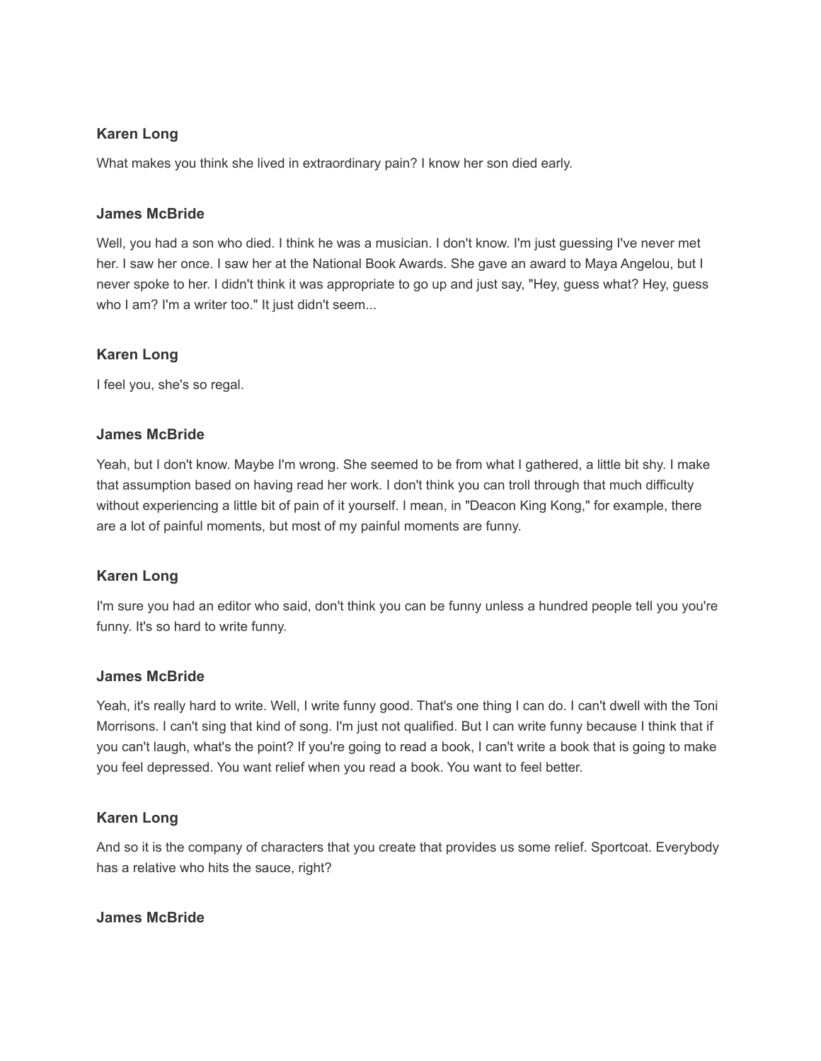**Karen Long**

What makes you think she lived in extraordinary pain? I know her son died early.

**James McBride**

Well, you had a son who died. I think he was a musician. I don't know. I'm just guessing I've never met her. I saw her once. I saw her at the National Book Awards. She gave an award to Maya Angelou, but I never spoke to her. I didn't think it was appropriate to go up and just say, "Hey, guess what? Hey, guess who I am? I'm a writer too." It just didn't seem...

**Karen Long**

I feel you, she's so regal.

**James McBride**

Yeah, but I don't know. Maybe I'm wrong. She seemed to be from what I gathered, a little bit shy. I make that assumption based on having read her work. I don't think you can troll through that much difficulty without experiencing a little bit of pain of it yourself. I mean, in "Deacon King Kong," for example, there are a lot of painful moments, but most of my painful moments are funny.

**Karen Long**

I'm sure you had an editor who said, don't think you can be funny unless a hundred people tell you you're funny. It's so hard to write funny.

**James McBride**

Yeah, it's really hard to write. Well, I write funny good. That's one thing I can do. I can't dwell with the Toni Morrisons. I can't sing that kind of song. I'm just not qualified. But I can write funny because I think that if you can't laugh, what's the point? If you're going to read a book, I can't write a book that is going to make you feel depressed. You want relief when you read a book. You want to feel better.

**Karen Long**

And so it is the company of characters that you create that provides us some relief. Sportcoat. Everybody has a relative who hits the sauce, right?

**James McBride**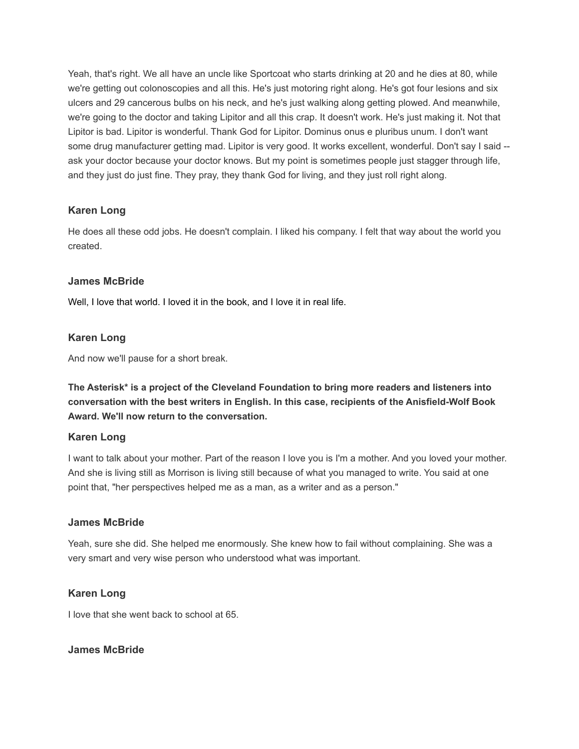Yeah, that's right. We all have an uncle like Sportcoat who starts drinking at 20 and he dies at 80, while we're getting out colonoscopies and all this. He's just motoring right along. He's got four lesions and six ulcers and 29 cancerous bulbs on his neck, and he's just walking along getting plowed. And meanwhile, we're going to the doctor and taking Lipitor and all this crap. It doesn't work. He's just making it. Not that Lipitor is bad. Lipitor is wonderful. Thank God for Lipitor. Dominus onus e pluribus unum. I don't want some drug manufacturer getting mad. Lipitor is very good. It works excellent, wonderful. Don't say I said -- ask your doctor because your doctor knows. But my point is sometimes people just stagger through life, and they just do just fine. They pray, they thank God for living, and they just roll right along.

### Karen Long

He does all these odd jobs. He doesn't complain. I liked his company. I felt that way about the world you created.

### James McBride

Well, I love that world. I loved it in the book, and I love it in real life.

### Karen Long

And now we'll pause for a short break.

**The Asterisk* is a project of the Cleveland Foundation to bring more readers and listeners into conversation with the best writers in English. In this case, recipients of the Anisfield-Wolf Book Award. We'll now return to the conversation.**

### Karen Long

I want to talk about your mother. Part of the reason I love you is I'm a mother. And you loved your mother. And she is living still as Morrison is living still because of what you managed to write. You said at one point that, "her perspectives helped me as a man, as a writer and as a person."

### James McBride

Yeah, sure she did. She helped me enormously. She knew how to fail without complaining. She was a very smart and very wise person who understood what was important.

### Karen Long

I love that she went back to school at 65.

### James McBride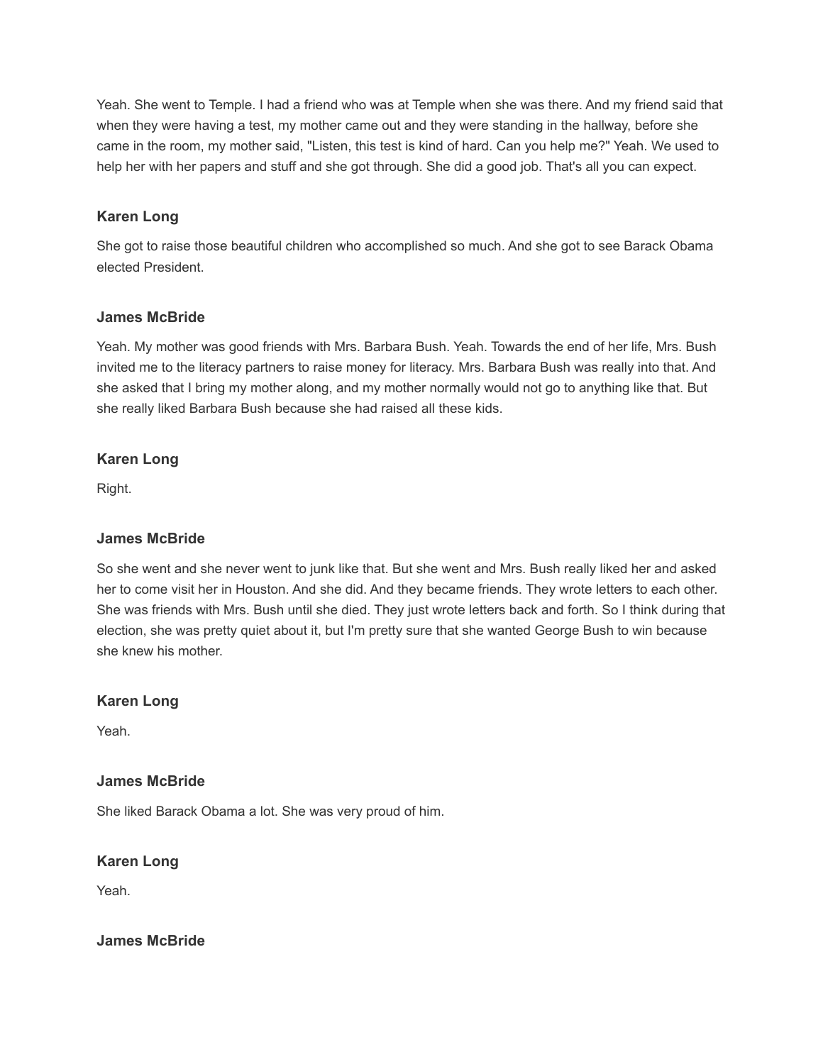Yeah. She went to Temple. I had a friend who was at Temple when she was there. And my friend said that when they were having a test, my mother came out and they were standing in the hallway, before she came in the room, my mother said, "Listen, this test is kind of hard. Can you help me?" Yeah. We used to help her with her papers and stuff and she got through. She did a good job. That's all you can expect.

**Karen Long**

She got to raise those beautiful children who accomplished so much. And she got to see Barack Obama elected President.

**James McBride**

Yeah. My mother was good friends with Mrs. Barbara Bush. Yeah. Towards the end of her life, Mrs. Bush invited me to the literacy partners to raise money for literacy. Mrs. Barbara Bush was really into that. And she asked that I bring my mother along, and my mother normally would not go to anything like that. But she really liked Barbara Bush because she had raised all these kids.

**Karen Long**

Right.

**James McBride**

So she went and she never went to junk like that. But she went and Mrs. Bush really liked her and asked her to come visit her in Houston. And she did. And they became friends. They wrote letters to each other. She was friends with Mrs. Bush until she died. They just wrote letters back and forth. So I think during that election, she was pretty quiet about it, but I'm pretty sure that she wanted George Bush to win because she knew his mother.

**Karen Long**

Yeah.

**James McBride**

She liked Barack Obama a lot. She was very proud of him.

**Karen Long**

Yeah.

**James McBride**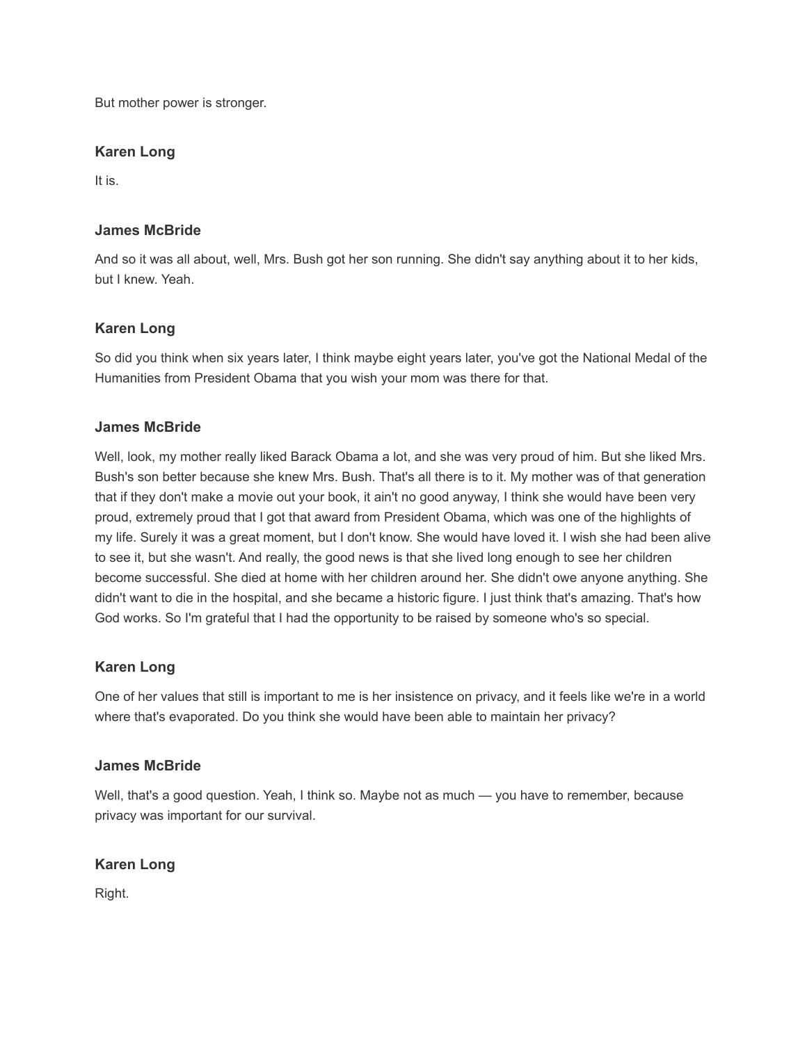But mother power is stronger.

**Karen Long**

It is.

**James McBride**

And so it was all about, well, Mrs. Bush got her son running. She didn't say anything about it to her kids, but I knew. Yeah.

**Karen Long**

So did you think when six years later, I think maybe eight years later, you've got the National Medal of the Humanities from President Obama that you wish your mom was there for that.

**James McBride**

Well, look, my mother really liked Barack Obama a lot, and she was very proud of him. But she liked Mrs. Bush's son better because she knew Mrs. Bush. That's all there is to it. My mother was of that generation that if they don't make a movie out your book, it ain't no good anyway, I think she would have been very proud, extremely proud that I got that award from President Obama, which was one of the highlights of my life. Surely it was a great moment, but I don't know. She would have loved it. I wish she had been alive to see it, but she wasn't. And really, the good news is that she lived long enough to see her children become successful. She died at home with her children around her. She didn't owe anyone anything. She didn't want to die in the hospital, and she became a historic figure. I just think that's amazing. That's how God works. So I'm grateful that I had the opportunity to be raised by someone who's so special.

**Karen Long**

One of her values that still is important to me is her insistence on privacy, and it feels like we're in a world where that's evaporated. Do you think she would have been able to maintain her privacy?

**James McBride**

Well, that's a good question. Yeah, I think so. Maybe not as much — you have to remember, because privacy was important for our survival.

**Karen Long**

Right.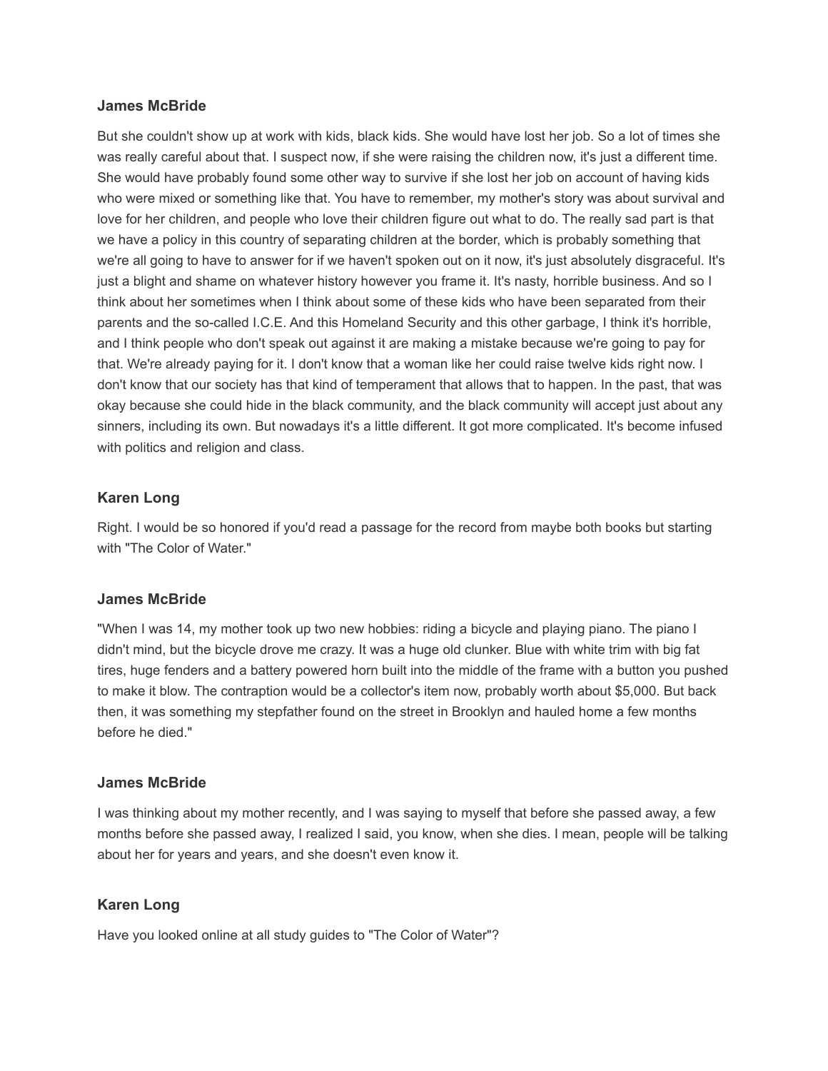**James McBride**

But she couldn't show up at work with kids, black kids. She would have lost her job. So a lot of times she was really careful about that. I suspect now, if she were raising the children now, it's just a different time. She would have probably found some other way to survive if she lost her job on account of having kids who were mixed or something like that. You have to remember, my mother's story was about survival and love for her children, and people who love their children figure out what to do. The really sad part is that we have a policy in this country of separating children at the border, which is probably something that we're all going to have to answer for if we haven't spoken out on it now, it's just absolutely disgraceful. It's just a blight and shame on whatever history however you frame it. It's nasty, horrible business. And so I think about her sometimes when I think about some of these kids who have been separated from their parents and the so-called I.C.E. And this Homeland Security and this other garbage, I think it's horrible, and I think people who don't speak out against it are making a mistake because we're going to pay for that. We're already paying for it. I don't know that a woman like her could raise twelve kids right now. I don't know that our society has that kind of temperament that allows that to happen. In the past, that was okay because she could hide in the black community, and the black community will accept just about any sinners, including its own. But nowadays it's a little different. It got more complicated. It's become infused with politics and religion and class.

**Karen Long**

Right. I would be so honored if you'd read a passage for the record from maybe both books but starting with "The Color of Water."

**James McBride**

"When I was 14, my mother took up two new hobbies: riding a bicycle and playing piano. The piano I didn't mind, but the bicycle drove me crazy. It was a huge old clunker. Blue with white trim with big fat tires, huge fenders and a battery powered horn built into the middle of the frame with a button you pushed to make it blow. The contraption would be a collector's item now, probably worth about $5,000. But back then, it was something my stepfather found on the street in Brooklyn and hauled home a few months before he died."

**James McBride**

I was thinking about my mother recently, and I was saying to myself that before she passed away, a few months before she passed away, I realized I said, you know, when she dies. I mean, people will be talking about her for years and years, and she doesn't even know it.

**Karen Long**

Have you looked online at all study guides to "The Color of Water"?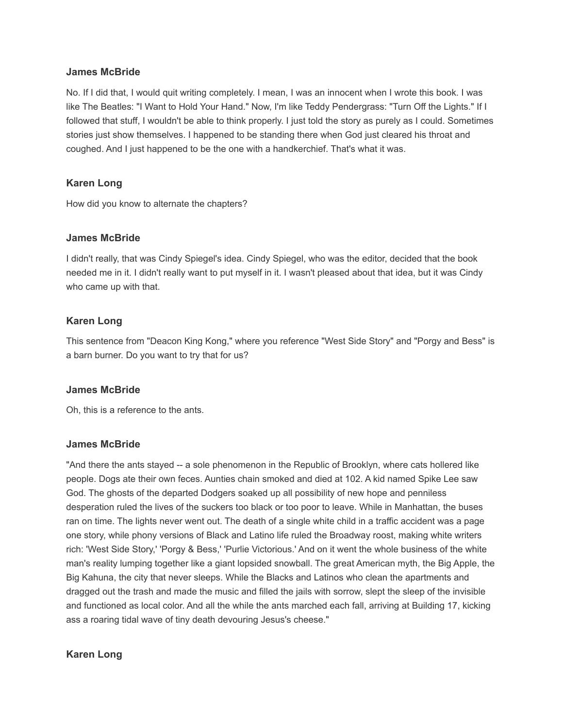**James McBride**

No. If I did that, I would quit writing completely. I mean, I was an innocent when I wrote this book. I was like The Beatles: "I Want to Hold Your Hand." Now, I'm like Teddy Pendergrass: "Turn Off the Lights." If I followed that stuff, I wouldn't be able to think properly. I just told the story as purely as I could. Sometimes stories just show themselves. I happened to be standing there when God just cleared his throat and coughed. And I just happened to be the one with a handkerchief. That's what it was.

**Karen Long**

How did you know to alternate the chapters?

**James McBride**

I didn't really, that was Cindy Spiegel's idea. Cindy Spiegel, who was the editor, decided that the book needed me in it. I didn't really want to put myself in it. I wasn't pleased about that idea, but it was Cindy who came up with that.

**Karen Long**

This sentence from "Deacon King Kong," where you reference "West Side Story" and "Porgy and Bess" is a barn burner. Do you want to try that for us?

**James McBride**

Oh, this is a reference to the ants.

**James McBride**

"And there the ants stayed -- a sole phenomenon in the Republic of Brooklyn, where cats hollered like people. Dogs ate their own feces. Aunties chain smoked and died at 102. A kid named Spike Lee saw God. The ghosts of the departed Dodgers soaked up all possibility of new hope and penniless desperation ruled the lives of the suckers too black or too poor to leave. While in Manhattan, the buses ran on time. The lights never went out. The death of a single white child in a traffic accident was a page one story, while phony versions of Black and Latino life ruled the Broadway roost, making white writers rich: 'West Side Story,' 'Porgy & Bess,' 'Purlie Victorious.' And on it went the whole business of the white man's reality lumping together like a giant lopsided snowball. The great American myth, the Big Apple, the Big Kahuna, the city that never sleeps. While the Blacks and Latinos who clean the apartments and dragged out the trash and made the music and filled the jails with sorrow, slept the sleep of the invisible and functioned as local color. And all the while the ants marched each fall, arriving at Building 17, kicking ass a roaring tidal wave of tiny death devouring Jesus's cheese."

**Karen Long**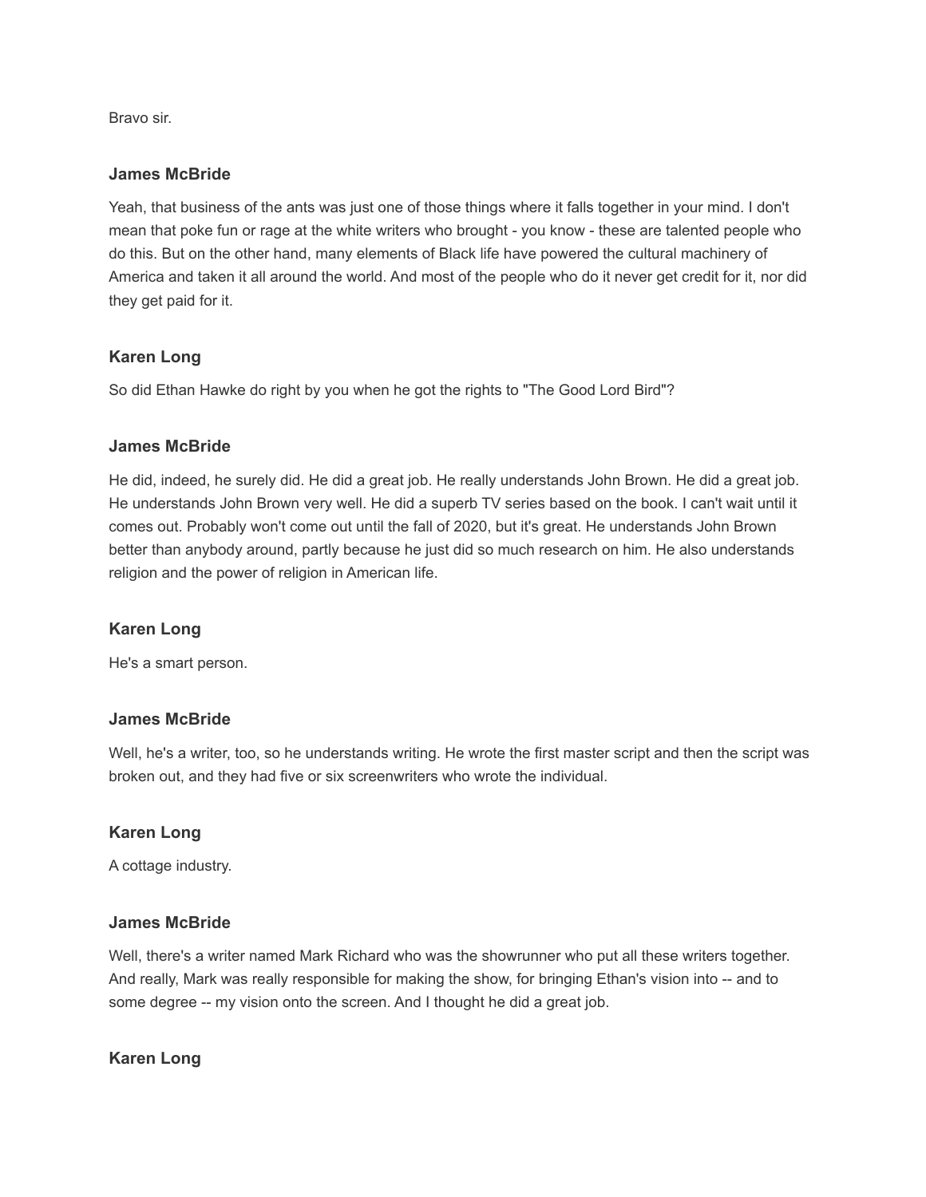Bravo sir.

**James McBride**

Yeah, that business of the ants was just one of those things where it falls together in your mind. I don't mean that poke fun or rage at the white writers who brought - you know - these are talented people who do this. But on the other hand, many elements of Black life have powered the cultural machinery of America and taken it all around the world. And most of the people who do it never get credit for it, nor did they get paid for it.

**Karen Long**

So did Ethan Hawke do right by you when he got the rights to "The Good Lord Bird"?

**James McBride**

He did, indeed, he surely did. He did a great job. He really understands John Brown. He did a great job. He understands John Brown very well. He did a superb TV series based on the book. I can't wait until it comes out. Probably won't come out until the fall of 2020, but it's great. He understands John Brown better than anybody around, partly because he just did so much research on him. He also understands religion and the power of religion in American life.

**Karen Long**

He's a smart person.

**James McBride**

Well, he's a writer, too, so he understands writing. He wrote the first master script and then the script was broken out, and they had five or six screenwriters who wrote the individual.

**Karen Long**

A cottage industry.

**James McBride**

Well, there's a writer named Mark Richard who was the showrunner who put all these writers together. And really, Mark was really responsible for making the show, for bringing Ethan's vision into -- and to some degree -- my vision onto the screen. And I thought he did a great job.

**Karen Long**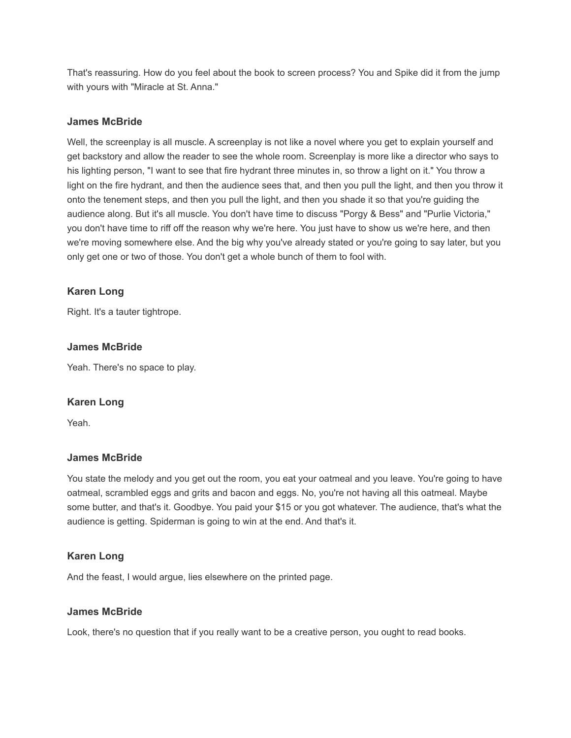That's reassuring. How do you feel about the book to screen process? You and Spike did it from the jump with yours with "Miracle at St. Anna."

### James McBride

Well, the screenplay is all muscle. A screenplay is not like a novel where you get to explain yourself and get backstory and allow the reader to see the whole room. Screenplay is more like a director who says to his lighting person, "I want to see that fire hydrant three minutes in, so throw a light on it." You throw a light on the fire hydrant, and then the audience sees that, and then you pull the light, and then you throw it onto the tenement steps, and then you pull the light, and then you shade it so that you're guiding the audience along. But it's all muscle. You don't have time to discuss "Porgy & Bess" and "Purlie Victoria," you don't have time to riff off the reason why we're here. You just have to show us we're here, and then we're moving somewhere else. And the big why you've already stated or you're going to say later, but you only get one or two of those. You don't get a whole bunch of them to fool with.

### Karen Long

Right. It's a tauter tightrope.

### James McBride

Yeah. There's no space to play.

### Karen Long

Yeah.

### James McBride

You state the melody and you get out the room, you eat your oatmeal and you leave. You're going to have oatmeal, scrambled eggs and grits and bacon and eggs. No, you're not having all this oatmeal. Maybe some butter, and that's it. Goodbye. You paid your $15 or you got whatever. The audience, that's what the audience is getting. Spiderman is going to win at the end. And that's it.

### Karen Long

And the feast, I would argue, lies elsewhere on the printed page.

### James McBride

Look, there's no question that if you really want to be a creative person, you ought to read books.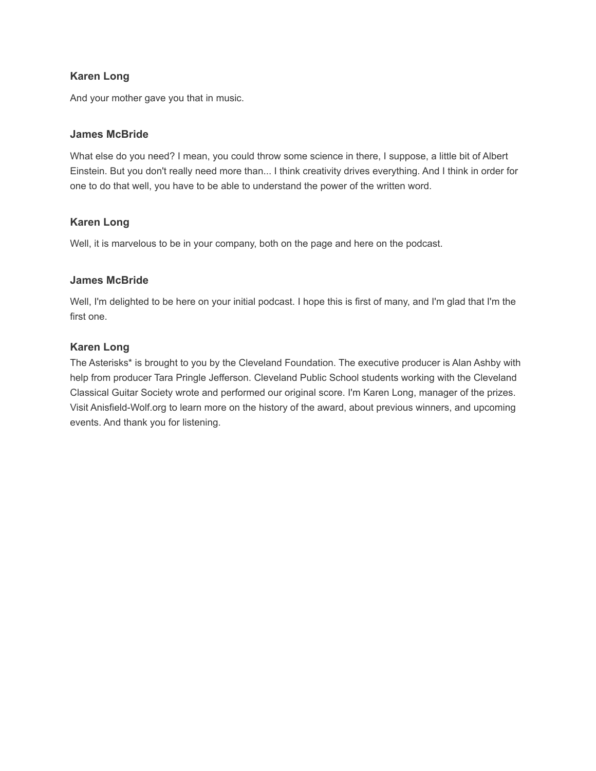**Karen Long**

And your mother gave you that in music.

**James McBride**

What else do you need? I mean, you could throw some science in there, I suppose, a little bit of Albert Einstein. But you don't really need more than... I think creativity drives everything. And I think in order for one to do that well, you have to be able to understand the power of the written word.

**Karen Long**

Well, it is marvelous to be in your company, both on the page and here on the podcast.

**James McBride**

Well, I'm delighted to be here on your initial podcast. I hope this is first of many, and I'm glad that I'm the first one.

**Karen Long**

The Asterisks* is brought to you by the Cleveland Foundation. The executive producer is Alan Ashby with help from producer Tara Pringle Jefferson. Cleveland Public School students working with the Cleveland Classical Guitar Society wrote and performed our original score. I'm Karen Long, manager of the prizes. Visit Anisfield-Wolf.org to learn more on the history of the award, about previous winners, and upcoming events. And thank you for listening.